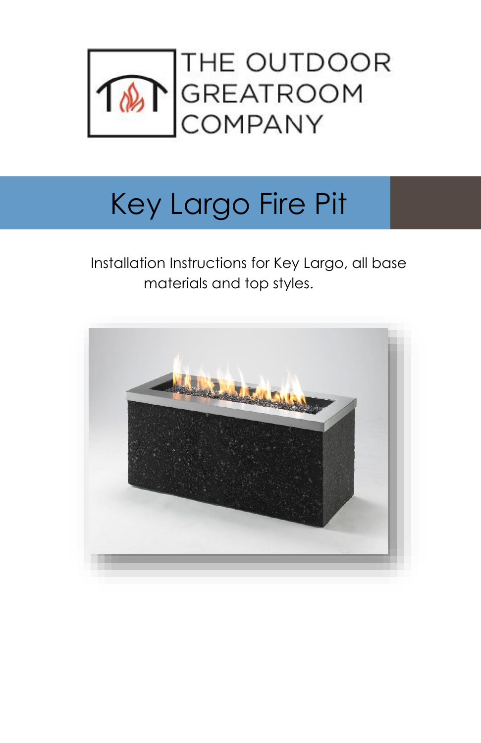THE OUTDOOR GREATROOM COMPANY

# Key Largo Fire Pit

Installation Instructions for Key Largo, all base materials and top styles.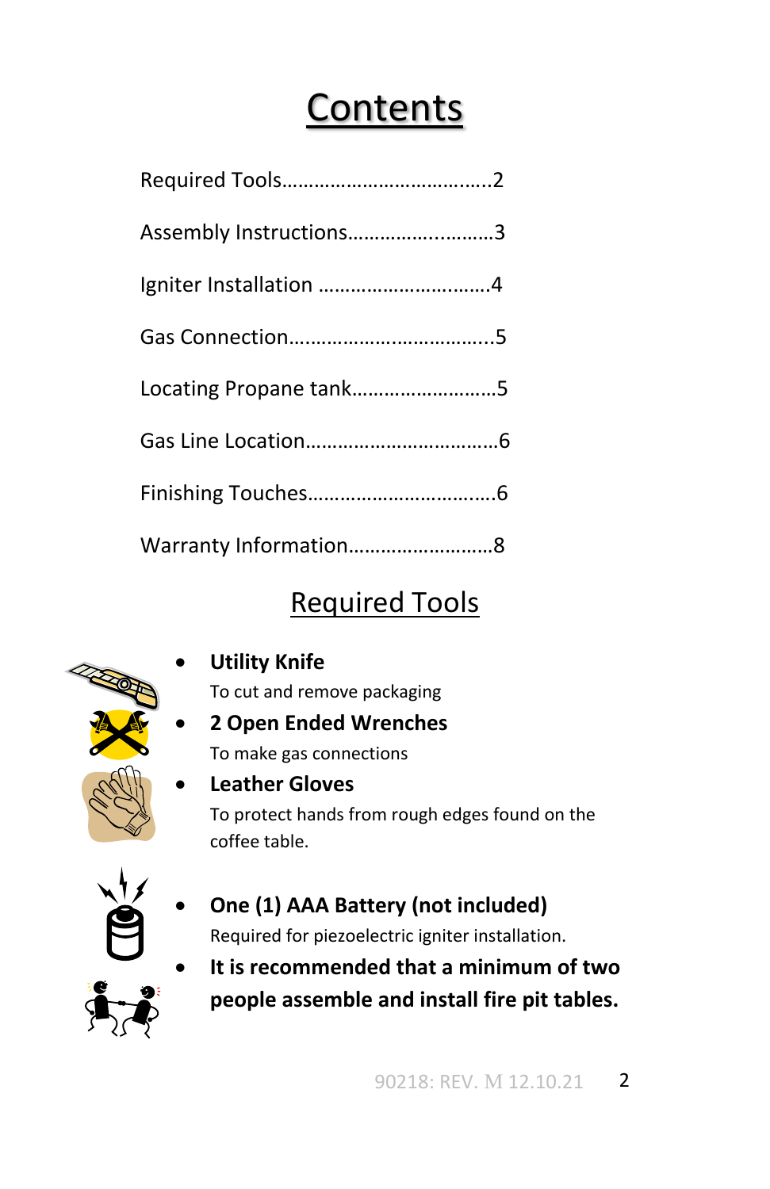# Contents

Required Tools……………………………….2

Assembly Instructions……………..………3

Igniter Installation …………………..……..4

Gas Connection…………….……………...5

Locating Propane tank………………………5

Gas Line Location……………………………6

Finishing Touches……………………..……..6

Warranty Information………………………8

## Required Tools

- **Utility Knife**
  To cut and remove packaging
- **2 Open Ended Wrenches**
  To make gas connections
- **Leather Gloves**
  To protect hands from rough edges found on the coffee table.
- **One (1) AAA Battery (not included)**
  Required for piezoelectric igniter installation.
- **It is recommended that a minimum of two people assemble and install fire pit tables.**

90218: REV. M 12.10.21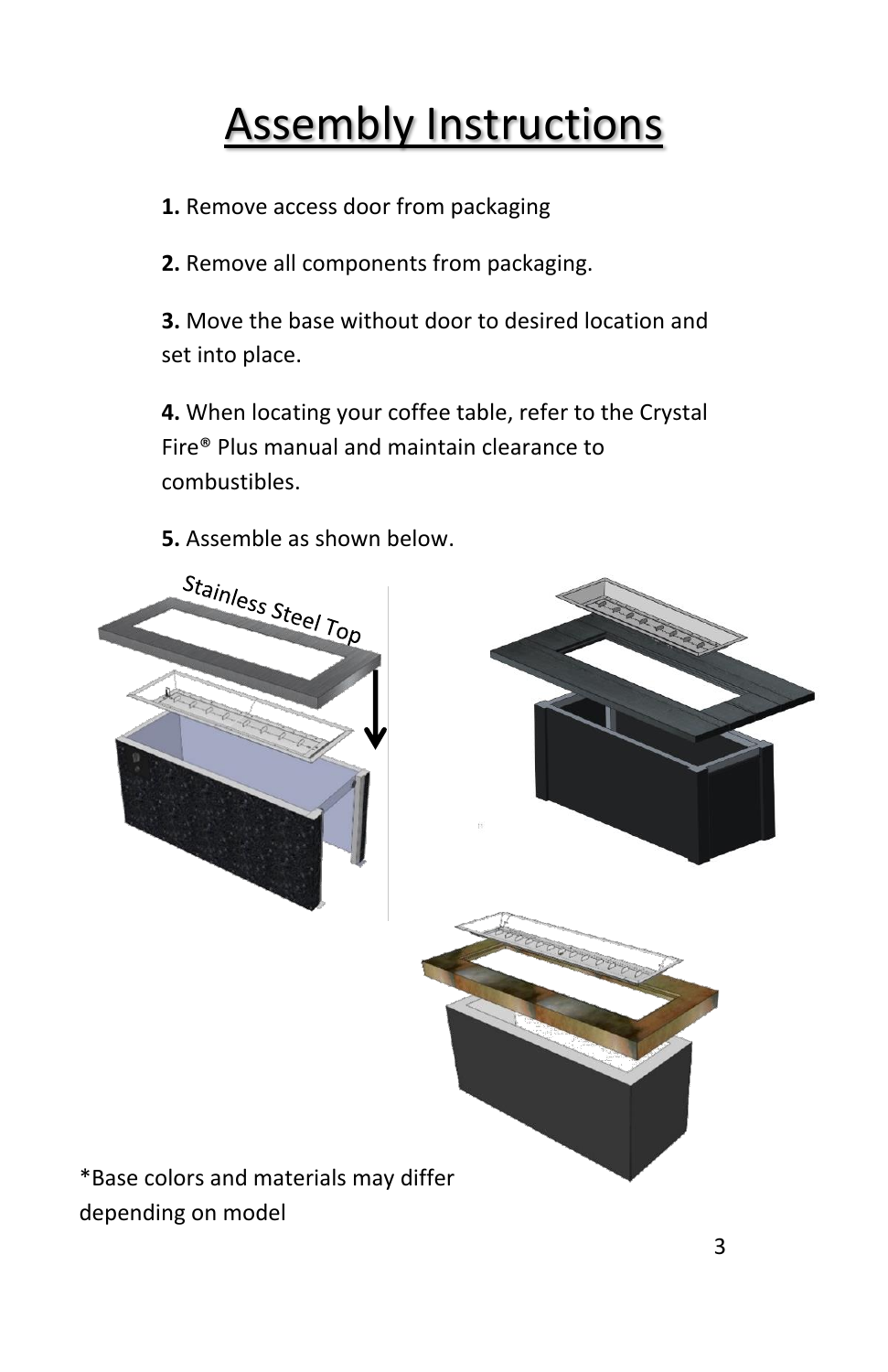# Assembly Instructions

**1.** Remove access door from packaging

**2.** Remove all components from packaging.

**3.** Move the base without door to desired location and set into place.

**4.** When locating your coffee table, refer to the Crystal Fire® Plus manual and maintain clearance to combustibles.

**5.** Assemble as shown below.

Stainless Steel Top

*Base colors and materials may differ depending on model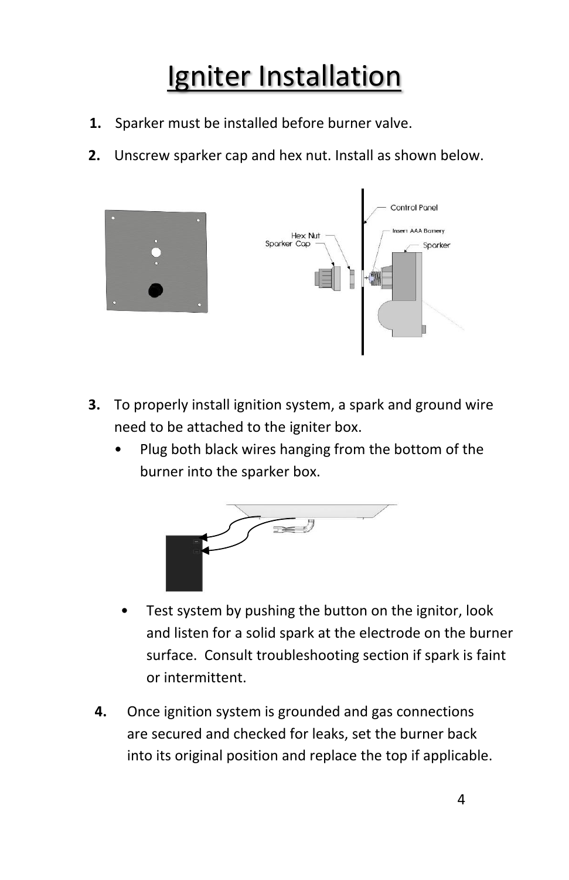# Igniter Installation

1. Sparker must be installed before burner valve.
2. Unscrew sparker cap and hex nut. Install as shown below.

3. To properly install ignition system, a spark and ground wire need to be attached to the igniter box.
   - Plug both black wires hanging from the bottom of the burner into the sparker box.

   - Test system by pushing the button on the ignitor, look and listen for a solid spark at the electrode on the burner surface. Consult troubleshooting section if spark is faint or intermittent.

4. Once ignition system is grounded and gas connections are secured and checked for leaks, set the burner back into its original position and replace the top if applicable.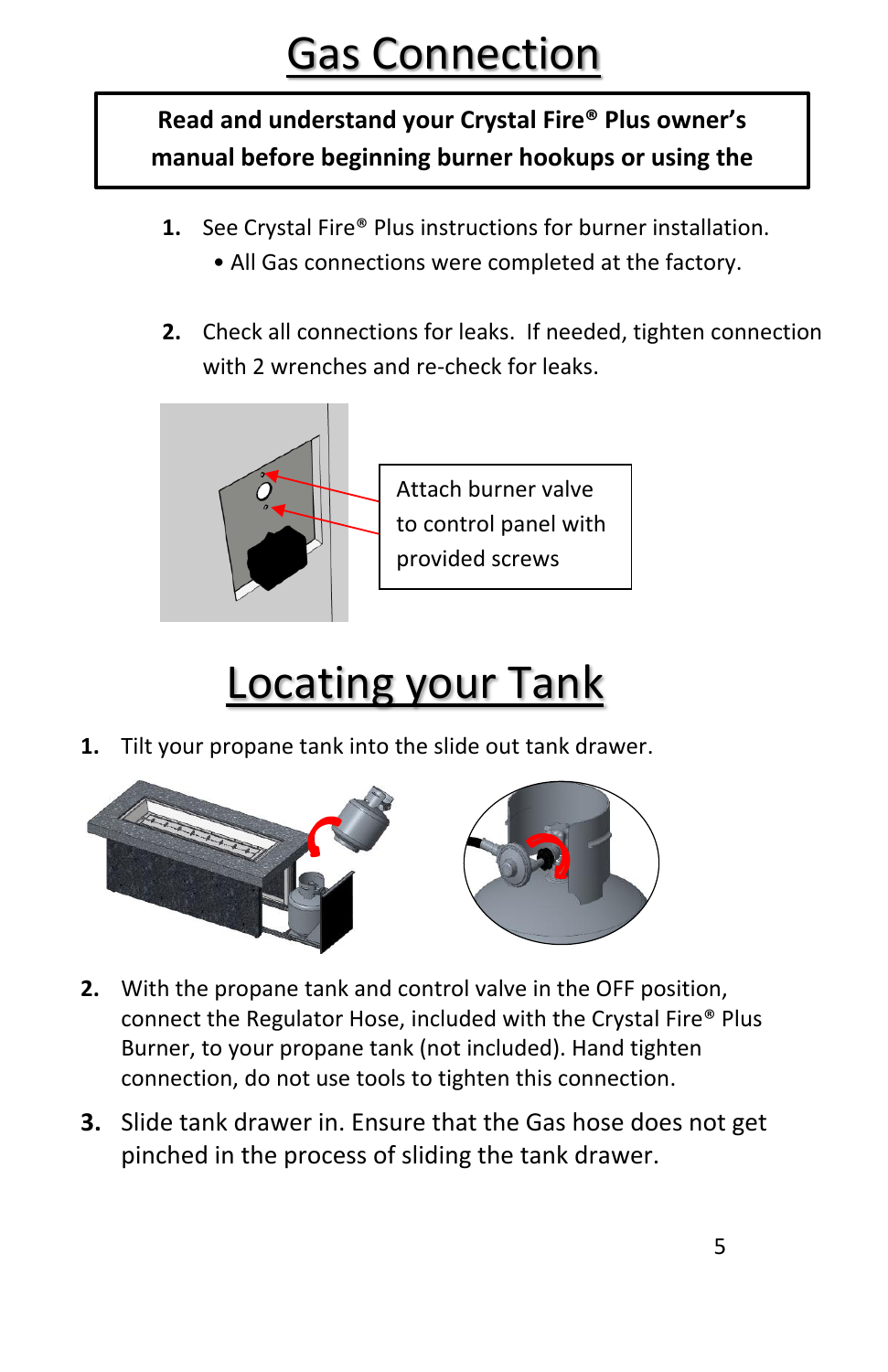# Gas Connection

**Read and understand your Crystal Fire® Plus owner's manual before beginning burner hookups or using the**

1. See Crystal Fire® Plus instructions for burner installation.
   - All Gas connections were completed at the factory.

2. Check all connections for leaks. If needed, tighten connection with 2 wrenches and re-check for leaks.

Attach burner valve to control panel with provided screws

# Locating your Tank

1. Tilt your propane tank into the slide out tank drawer.

2. With the propane tank and control valve in the OFF position, connect the Regulator Hose, included with the Crystal Fire® Plus Burner, to your propane tank (not included). Hand tighten connection, do not use tools to tighten this connection.

3. Slide tank drawer in. Ensure that the Gas hose does not get pinched in the process of sliding the tank drawer.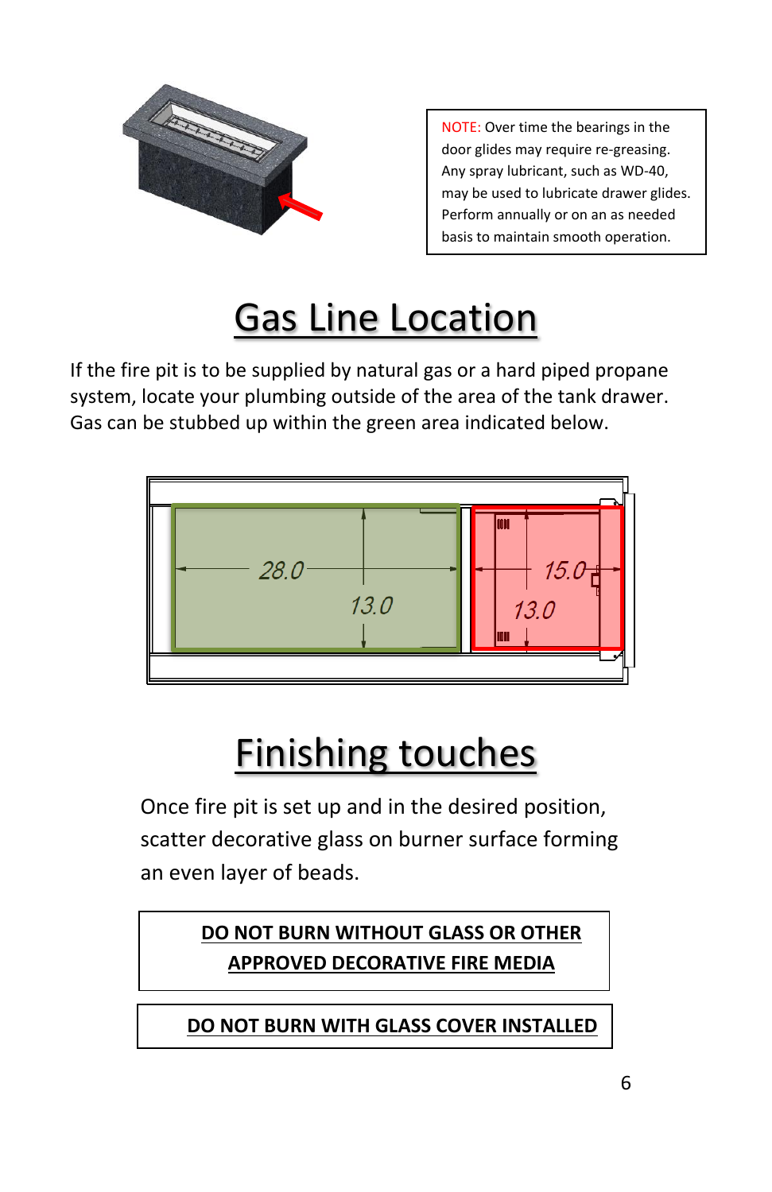NOTE: Over time the bearings in the door glides may require re-greasing. Any spray lubricant, such as WD-40, may be used to lubricate drawer glides. Perform annually or on an as needed basis to maintain smooth operation.

# Gas Line Location

If the fire pit is to be supplied by natural gas or a hard piped propane system, locate your plumbing outside of the area of the tank drawer. Gas can be stubbed up within the green area indicated below.

# Finishing touches

Once fire pit is set up and in the desired position, scatter decorative glass on burner surface forming an even layer of beads.

**DO NOT BURN WITHOUT GLASS OR OTHER APPROVED DECORATIVE FIRE MEDIA**

**DO NOT BURN WITH GLASS COVER INSTALLED**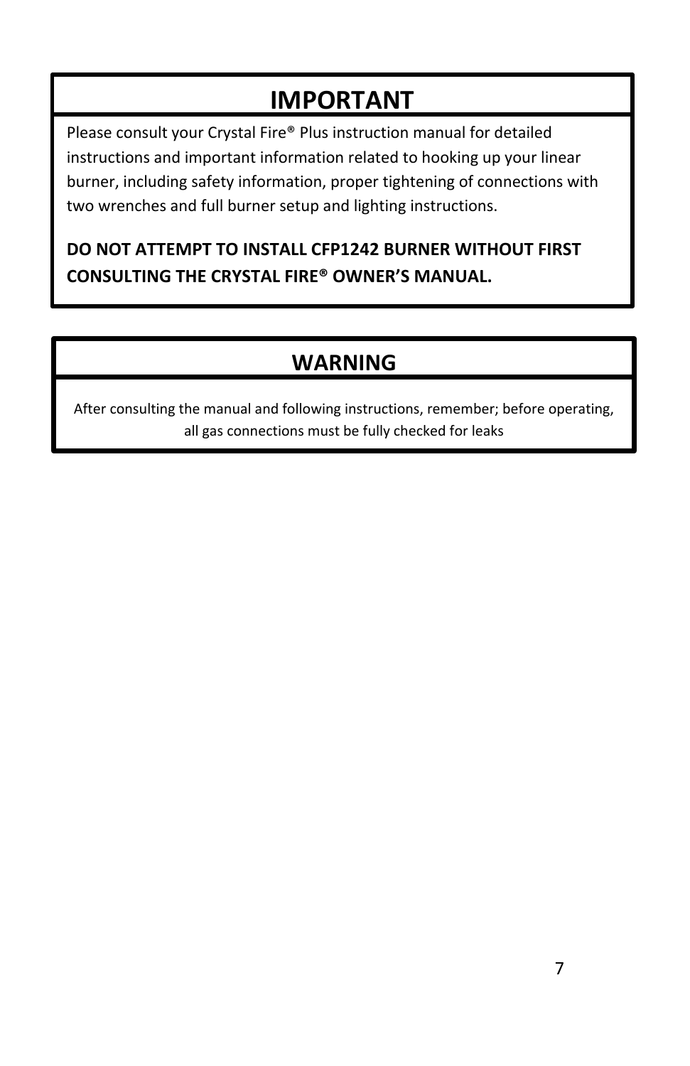# IMPORTANT

Please consult your Crystal Fire® Plus instruction manual for detailed instructions and important information related to hooking up your linear burner, including safety information, proper tightening of connections with two wrenches and full burner setup and lighting instructions.

**DO NOT ATTEMPT TO INSTALL CFP1242 BURNER WITHOUT FIRST CONSULTING THE CRYSTAL FIRE® OWNER'S MANUAL.**

# WARNING

After consulting the manual and following instructions, remember; before operating, all gas connections must be fully checked for leaks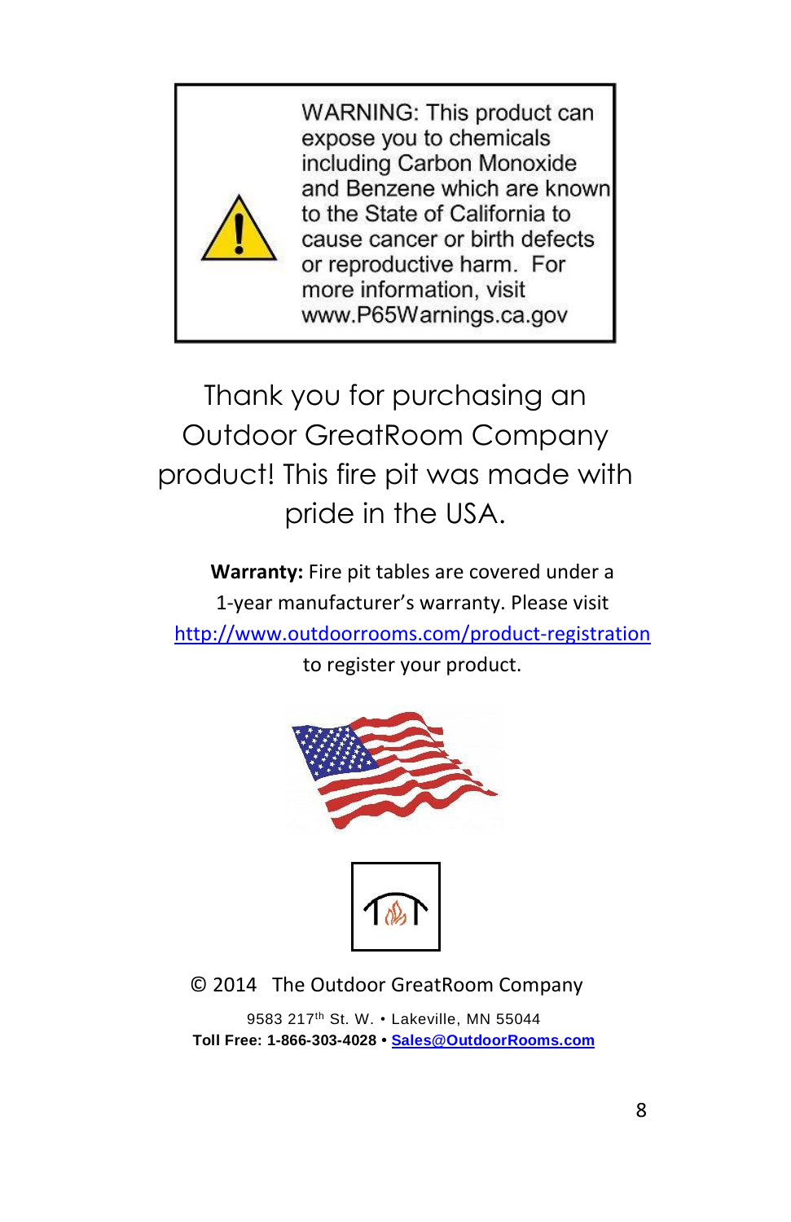WARNING: This product can expose you to chemicals including Carbon Monoxide and Benzene which are known to the State of California to cause cancer or birth defects or reproductive harm. For more information, visit www.P65Warnings.ca.gov

Thank you for purchasing an Outdoor GreatRoom Company product! This fire pit was made with pride in the USA.

**Warranty:** Fire pit tables are covered under a 1-year manufacturer's warranty. Please visit http://www.outdoorrooms.com/product-registration to register your product.

© 2014 The Outdoor GreatRoom Company

9583 217th St. W. • Lakeville, MN 55044

**Toll Free: 1-866-303-4028 • Sales@OutdoorRooms.com**